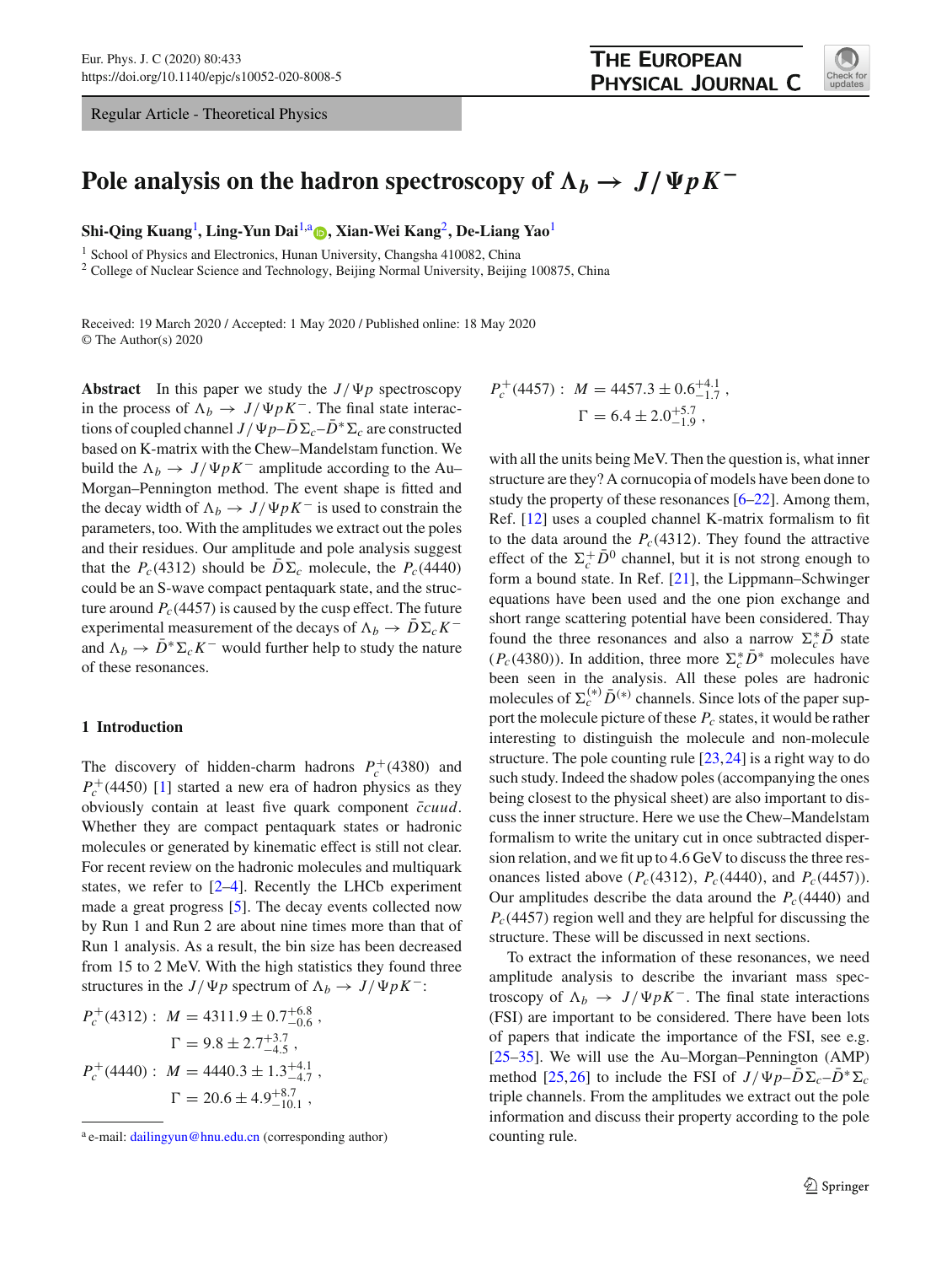Regular Article - Theoretical Physics

# Pole analysis on the hadron spectroscopy of $\Lambda_b \to J/\Psi p K^-$

**Shi-Qing Kuang**[1], **Ling-Yun Dai**[1,a], **Xian-Wei Kang**[2], **De-Liang Yao**[1]

[1] School of Physics and Electronics, Hunan University, Changsha 410082, China
[2] College of Nuclear Science and Technology, Beijing Normal University, Beijing 100875, China

Received: 19 March 2020 / Accepted: 1 May 2020 / Published online: 18 May 2020
© The Author(s) 2020

**Abstract** In this paper we study the $J/\Psi p$ spectroscopy in the process of $\Lambda_b \to J/\Psi p K^-$. The final state interactions of coupled channel $J/\Psi p$–$\bar{D}\Sigma_c$–$\bar{D}^*\Sigma_c$ are constructed based on K-matrix with the Chew–Mandelstam function. We build the $\Lambda_b \to J/\Psi p K^-$ amplitude according to the Au–Morgan–Pennington method. The event shape is fitted and the decay width of $\Lambda_b \to J/\Psi p K^-$ is used to constrain the parameters, too. With the amplitudes we extract out the poles and their residues. Our amplitude and pole analysis suggest that the $P_c(4312)$ should be $\bar{D}\Sigma_c$ molecule, the $P_c(4440)$ could be an S-wave compact pentaquark state, and the structure around $P_c(4457)$ is caused by the cusp effect. The future experimental measurement of the decays of $\Lambda_b \to \bar{D}\Sigma_c K^-$ and $\Lambda_b \to \bar{D}^*\Sigma_c K^-$ would further help to study the nature of these resonances.

## 1 Introduction

The discovery of hidden-charm hadrons $P_c^+(4380)$ and $P_c^+(4450)$ [1] started a new era of hadron physics as they obviously contain at least five quark component $\bar{c}cuud$. Whether they are compact pentaquark states or hadronic molecules or generated by kinematic effect is still not clear. For recent review on the hadronic molecules and multiquark states, we refer to [2–4]. Recently the LHCb experiment made a great progress [5]. The decay events collected now by Run 1 and Run 2 are about nine times more than that of Run 1 analysis. As a result, the bin size has been decreased from 15 to 2 MeV. With the high statistics they found three structures in the $J/\Psi p$ spectrum of $\Lambda_b \to J/\Psi p K^-$:

$$P_c^+(4312): \; M = 4311.9 \pm 0.7^{+6.8}_{-0.6}\,,$$
$$\Gamma = 9.8 \pm 2.7^{+3.7}_{-4.5}\,,$$
$$P_c^+(4440): \; M = 4440.3 \pm 1.3^{+4.1}_{-4.7}\,,$$
$$\Gamma = 20.6 \pm 4.9^{+8.7}_{-10.1}\,,$$
$$P_c^+(4457): \; M = 4457.3 \pm 0.6^{+4.1}_{-1.7}\,,$$
$$\Gamma = 6.4 \pm 2.0^{+5.7}_{-1.9}\,,$$

with all the units being MeV. Then the question is, what inner structure are they? A cornucopia of models have been done to study the property of these resonances [6–22]. Among them, Ref. [12] uses a coupled channel K-matrix formalism to fit to the data around the $P_c(4312)$. They found the attractive effect of the $\Sigma_c^+\bar{D}^0$ channel, but it is not strong enough to form a bound state. In Ref. [21], the Lippmann–Schwinger equations have been used and the one pion exchange and short range scattering potential have been considered. Thay found the three resonances and also a narrow $\Sigma_c^*\bar{D}$ state ($P_c(4380)$). In addition, three more $\Sigma_c^*\bar{D}^*$ molecules have been seen in the analysis. All these poles are hadronic molecules of $\Sigma_c^{(*)}\bar{D}^{(*)}$ channels. Since lots of the paper support the molecule picture of these $P_c$ states, it would be rather interesting to distinguish the molecule and non-molecule structure. The pole counting rule [23,24] is a right way to do such study. Indeed the shadow poles (accompanying the ones being closest to the physical sheet) are also important to discuss the inner structure. Here we use the Chew–Mandelstam formalism to write the unitary cut in once subtracted dispersion relation, and we fit up to 4.6 GeV to discuss the three resonances listed above ($P_c(4312)$, $P_c(4440)$, and $P_c(4457)$). Our amplitudes describe the data around the $P_c(4440)$ and $P_c(4457)$ region well and they are helpful for discussing the structure. These will be discussed in next sections.

To extract the information of these resonances, we need amplitude analysis to describe the invariant mass spectroscopy of $\Lambda_b \to J/\Psi p K^-$. The final state interactions (FSI) are important to be considered. There have been lots of papers that indicate the importance of the FSI, see e.g. [25–35]. We will use the Au–Morgan–Pennington (AMP) method [25,26] to include the FSI of $J/\Psi p$–$\bar{D}\Sigma_c$–$\bar{D}^*\Sigma_c$ triple channels. From the amplitudes we extract out the pole information and discuss their property according to the pole counting rule.

[a] e-mail: dailingyun@hnu.edu.cn (corresponding author)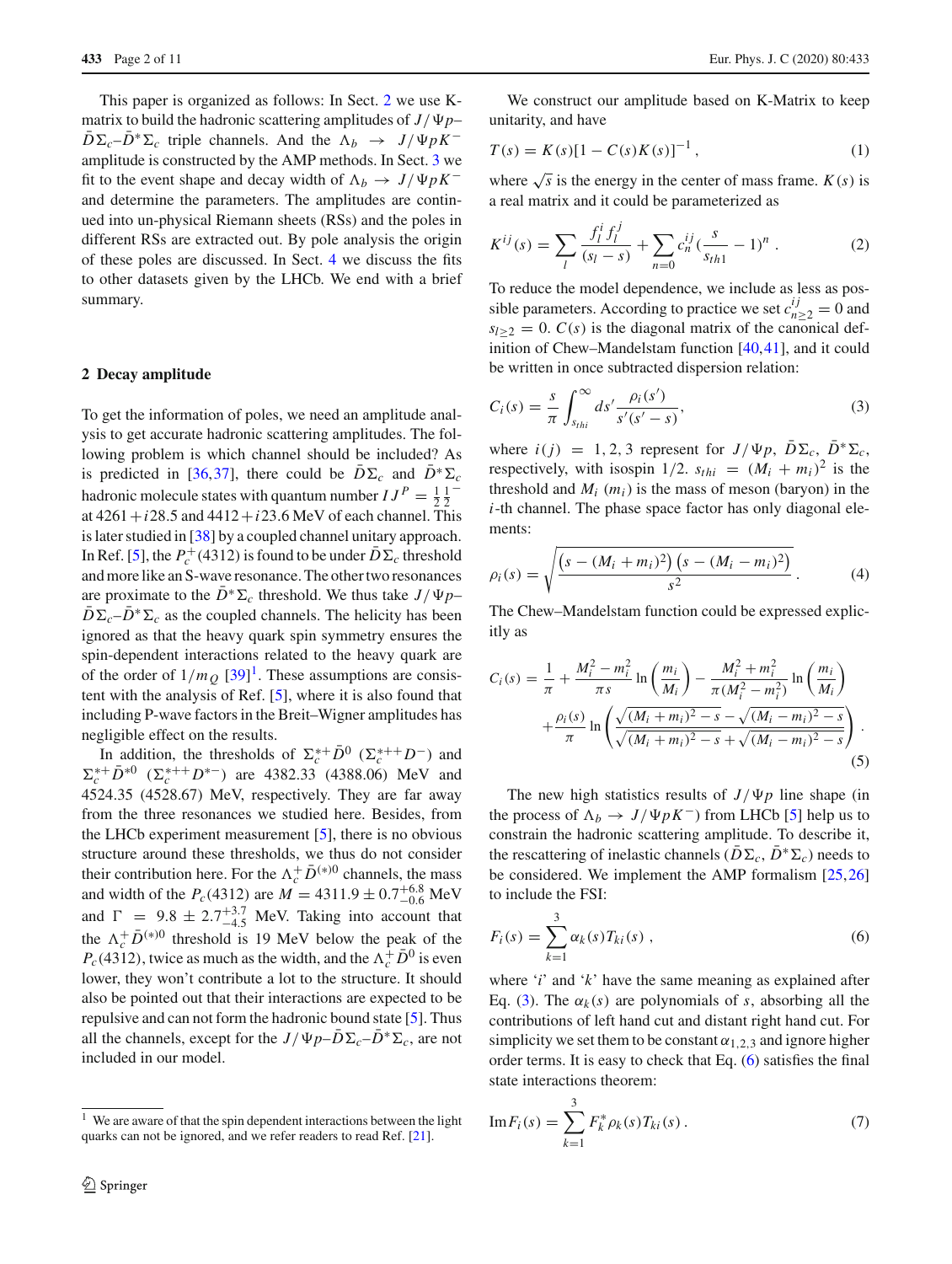This paper is organized as follows: In Sect. 2 we use K-matrix to build the hadronic scattering amplitudes of $J/\Psi p$–$\bar{D}\Sigma_c$–$\bar{D}^*\Sigma_c$ triple channels. And the $\Lambda_b \to J/\Psi p K^-$ amplitude is constructed by the AMP methods. In Sect. 3 we fit to the event shape and decay width of $\Lambda_b \to J/\Psi p K^-$ and determine the parameters. The amplitudes are continued into un-physical Riemann sheets (RSs) and the poles in different RSs are extracted out. By pole analysis the origin of these poles are discussed. In Sect. 4 we discuss the fits to other datasets given by the LHCb. We end with a brief summary.

## 2 Decay amplitude

To get the information of poles, we need an amplitude analysis to get accurate hadronic scattering amplitudes. The following problem is which channel should be included? As is predicted in [36,37], there could be $\bar{D}\Sigma_c$ and $\bar{D}^*\Sigma_c$ hadronic molecule states with quantum number $IJ^P = \frac{1}{2}\frac{1}{2}^-$ at $4261 + i28.5$ and $4412 + i23.6$ MeV of each channel. This is later studied in [38] by a coupled channel unitary approach. In Ref. [5], the $P_c^+(4312)$ is found to be under $\bar{D}\Sigma_c$ threshold and more like an S-wave resonance. The other two resonances are proximate to the $\bar{D}^*\Sigma_c$ threshold. We thus take $J/\Psi p$–$\bar{D}\Sigma_c$–$\bar{D}^*\Sigma_c$ as the coupled channels. The helicity has been ignored as that the heavy quark spin symmetry ensures the spin-dependent interactions related to the heavy quark are of the order of $1/m_Q$ [39][1]. These assumptions are consistent with the analysis of Ref. [5], where it is also found that including P-wave factors in the Breit–Wigner amplitudes has negligible effect on the results.

In addition, the thresholds of $\Sigma_c^{*+}\bar{D}^0$ ($\Sigma_c^{*++}D^-$) and $\Sigma_c^{*+}\bar{D}^{*0}$ ($\Sigma_c^{*++}D^{*-}$) are 4382.33 (4388.06) MeV and 4524.35 (4528.67) MeV, respectively. They are far away from the three resonances we studied here. Besides, from the LHCb experiment measurement [5], there is no obvious structure around these thresholds, we thus do not consider their contribution here. For the $\Lambda_c^+\bar{D}^{(*)0}$ channels, the mass and width of the $P_c(4312)$ are $M = 4311.9 \pm 0.7^{+6.8}_{-0.6}$ MeV and $\Gamma = 9.8 \pm 2.7^{+3.7}_{-4.5}$ MeV. Taking into account that the $\Lambda_c^+\bar{D}^{(*)0}$ threshold is 19 MeV below the peak of the $P_c(4312)$, twice as much as the width, and the $\Lambda_c^+\bar{D}^0$ is even lower, they won't contribute a lot to the structure. It should also be pointed out that their interactions are expected to be repulsive and can not form the hadronic bound state [5]. Thus all the channels, except for the $J/\Psi p$–$\bar{D}\Sigma_c$–$\bar{D}^*\Sigma_c$, are not included in our model.

[1] We are aware of that the spin dependent interactions between the light quarks can not be ignored, and we refer readers to read Ref. [21].

We construct our amplitude based on K-Matrix to keep unitarity, and have

$$T(s) = K(s)[1 - C(s)K(s)]^{-1}\,, \tag{1}$$

where $\sqrt{s}$ is the energy in the center of mass frame. $K(s)$ is a real matrix and it could be parameterized as

$$K^{ij}(s) = \sum_l \frac{f_l^i f_l^j}{(s_l - s)} + \sum_{n=0} c_n^{ij}\left(\frac{s}{s_{th1}} - 1\right)^n\,. \tag{2}$$

To reduce the model dependence, we include as less as possible parameters. According to practice we set $c_{n\geq 2}^{ij} = 0$ and $s_{l\geq 2} = 0$. $C(s)$ is the diagonal matrix of the canonical definition of Chew–Mandelstam function [40,41], and it could be written in once subtracted dispersion relation:

$$C_i(s) = \frac{s}{\pi}\int_{s_{thi}}^{\infty} ds' \frac{\rho_i(s')}{s'(s' - s)}, \tag{3}$$

where $i(j) = 1, 2, 3$ represent for $J/\Psi p$, $\bar{D}\Sigma_c$, $\bar{D}^*\Sigma_c$, respectively, with isospin 1/2. $s_{thi} = (M_i + m_i)^2$ is the threshold and $M_i$ ($m_i$) is the mass of meson (baryon) in the $i$-th channel. The phase space factor has only diagonal elements:

$$\rho_i(s) = \sqrt{\frac{\left(s - (M_i + m_i)^2\right)\left(s - (M_i - m_i)^2\right)}{s^2}}\,. \tag{4}$$

The Chew–Mandelstam function could be expressed explicitly as

$$C_i(s) = \frac{1}{\pi} + \frac{M_i^2 - m_i^2}{\pi s}\ln\left(\frac{m_i}{M_i}\right) - \frac{M_i^2 + m_i^2}{\pi(M_i^2 - m_i^2)}\ln\left(\frac{m_i}{M_i}\right) + \frac{\rho_i(s)}{\pi}\ln\left(\frac{\sqrt{(M_i + m_i)^2 - s} - \sqrt{(M_i - m_i)^2 - s}}{\sqrt{(M_i + m_i)^2 - s} + \sqrt{(M_i - m_i)^2 - s}}\right)\,. \tag{5}$$

The new high statistics results of $J/\Psi p$ line shape (in the process of $\Lambda_b \to J/\Psi p K^-$) from LHCb [5] help us to constrain the hadronic scattering amplitude. To describe it, the rescattering of inelastic channels ($\bar{D}\Sigma_c$, $\bar{D}^*\Sigma_c$) needs to be considered. We implement the AMP formalism [25,26] to include the FSI:

$$F_i(s) = \sum_{k=1}^{3} \alpha_k(s) T_{ki}(s)\,, \tag{6}$$

where '$i$' and '$k$' have the same meaning as explained after Eq. (3). The $\alpha_k(s)$ are polynomials of $s$, absorbing all the contributions of left hand cut and distant right hand cut. For simplicity we set them to be constant $\alpha_{1,2,3}$ and ignore higher order terms. It is easy to check that Eq. (6) satisfies the final state interactions theorem:

$$\text{Im}\,F_i(s) = \sum_{k=1}^{3} F_k^* \rho_k(s) T_{ki}(s)\,. \tag{7}$$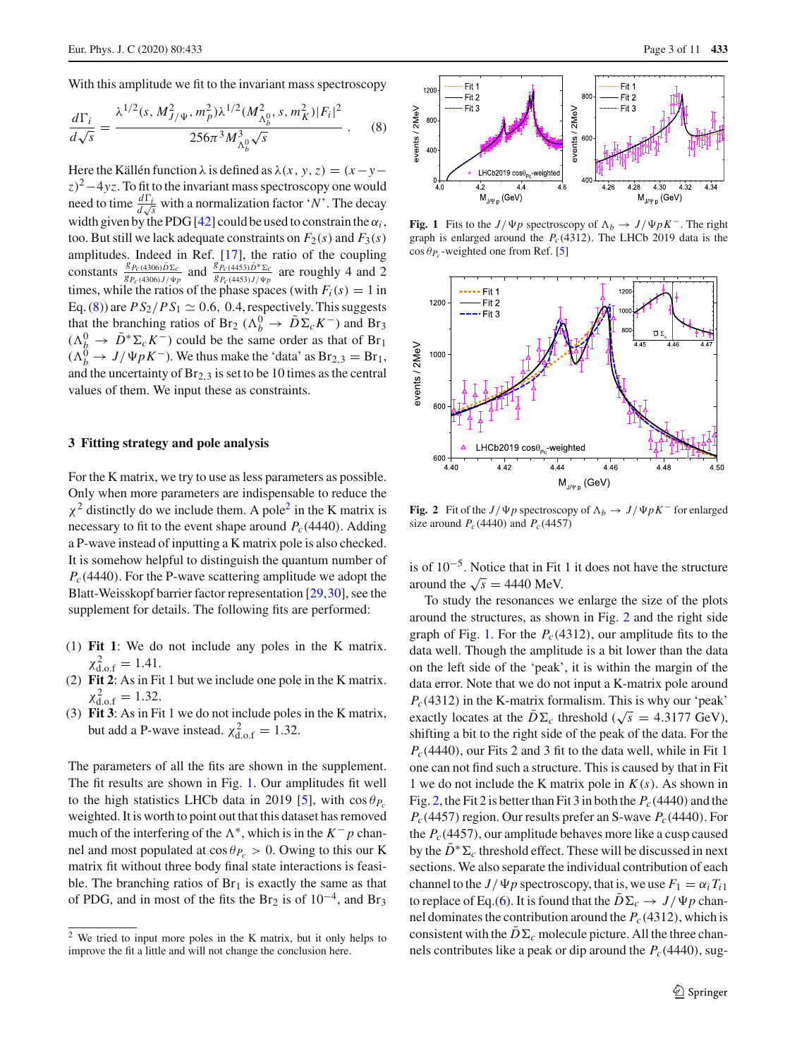With this amplitude we fit to the invariant mass spectroscopy

$$\frac{d\Gamma_i}{d\sqrt{s}} = \frac{\lambda^{1/2}(s, M_{J/\Psi}^2, m_p^2)\lambda^{1/2}(M_{\Lambda_b^0}^2, s, m_K^2)|F_i|^2}{256\pi^3 M_{\Lambda_b^0}^3 \sqrt{s}}. \quad (8)$$

Here the Källén function $\lambda$ is defined as $\lambda(x, y, z) = (x-y-z)^2 - 4yz$. To fit to the invariant mass spectroscopy one would need to time $\frac{d\Gamma_i}{d\sqrt{s}}$ with a normalization factor '$N$'. The decay width given by the PDG [42] could be used to constrain the $\alpha_i$, too. But still we lack adequate constraints on $F_2(s)$ and $F_3(s)$ amplitudes. Indeed in Ref. [17], the ratio of the coupling constants $\frac{g_{P_c(4306)\bar{D}\Sigma_c}}{g_{P_c(4306)J/\Psi p}}$ and $\frac{g_{P_c(4453)\bar{D}^*\Sigma_c}}{g_{P_c(4453)J/\Psi p}}$ are roughly 4 and 2 times, while the ratios of the phase spaces (with $F_i(s) = 1$ in Eq. (8)) are $PS_2/PS_1 \simeq 0.6,\ 0.4$, respectively. This suggests that the branching ratios of $\text{Br}_2$ ($\Lambda_b^0 \to \bar{D}\Sigma_c K^-$) and $\text{Br}_3$ ($\Lambda_b^0 \to \bar{D}^*\Sigma_c K^-$) could be the same order as that of $\text{Br}_1$ ($\Lambda_b^0 \to J/\Psi p K^-$). We thus make the 'data' as $\text{Br}_{2,3} = \text{Br}_1$, and the uncertainty of $\text{Br}_{2,3}$ is set to be 10 times as the central values of them. We input these as constraints.

## 3 Fitting strategy and pole analysis

For the K matrix, we try to use as less parameters as possible. Only when more parameters are indispensable to reduce the $\chi^2$ distinctly do we include them. A pole[2] in the K matrix is necessary to fit to the event shape around $P_c(4440)$. Adding a P-wave instead of inputting a K matrix pole is also checked. It is somehow helpful to distinguish the quantum number of $P_c(4440)$. For the P-wave scattering amplitude we adopt the Blatt-Weisskopf barrier factor representation [29,30], see the supplement for details. The following fits are performed:

1. **Fit 1**: We do not include any poles in the K matrix. $\chi^2_{\text{d.o.f}} = 1.41$.
2. **Fit 2**: As in Fit 1 but we include one pole in the K matrix. $\chi^2_{\text{d.o.f}} = 1.32$.
3. **Fit 3**: As in Fit 1 we do not include poles in the K matrix, but add a P-wave instead. $\chi^2_{\text{d.o.f}} = 1.32$.

The parameters of all the fits are shown in the supplement. The fit results are shown in Fig. 1. Our amplitudes fit well to the high statistics LHCb data in 2019 [5], with $\cos\theta_{P_c}$ weighted. It is worth to point out that this dataset has removed much of the interfering of the $\Lambda^*$, which is in the $K^-p$ channel and most populated at $\cos\theta_{P_c} > 0$. Owing to this our K matrix fit without three body final state interactions is feasible. The branching ratios of $\text{Br}_1$ is exactly the same as that of PDG, and in most of the fits the $\text{Br}_2$ is of $10^{-4}$, and $\text{Br}_3$ is of $10^{-5}$. Notice that in Fit 1 it does not have the structure around the $\sqrt{s} = 4440$ MeV.

Fig. 1 Fits to the $J/\Psi p$ spectroscopy of $\Lambda_b \to J/\Psi p K^-$. The right graph is enlarged around the $P_c(4312)$. The LHCb 2019 data is the $\cos\theta_{P_c}$-weighted one from Ref. [5]

Fig. 2 Fit of the $J/\Psi p$ spectroscopy of $\Lambda_b \to J/\Psi p K^-$ for enlarged size around $P_c(4440)$ and $P_c(4457)$

To study the resonances we enlarge the size of the plots around the structures, as shown in Fig. 2 and the right side graph of Fig. 1. For the $P_c(4312)$, our amplitude fits to the data well. Though the amplitude is a bit lower than the data on the left side of the 'peak', it is within the margin of the data error. Note that we do not input a K-matrix pole around $P_c(4312)$ in the K-matrix formalism. This is why our 'peak' exactly locates at the $\bar{D}\Sigma_c$ threshold ($\sqrt{s} = 4.3177$ GeV), shifting a bit to the right side of the peak of the data. For the $P_c(4440)$, our Fits 2 and 3 fit to the data well, while in Fit 1 one can not find such a structure. This is caused by that in Fit 1 we do not include the K matrix pole in $K(s)$. As shown in Fig. 2, the Fit 2 is better than Fit 3 in both the $P_c(4440)$ and the $P_c(4457)$ region. Our results prefer an S-wave $P_c(4440)$. For the $P_c(4457)$, our amplitude behaves more like a cusp caused by the $\bar{D}^*\Sigma_c$ threshold effect. These will be discussed in next sections. We also separate the individual contribution of each channel to the $J/\Psi p$ spectroscopy, that is, we use $F_1 = \alpha_i T_{i1}$ to replace of Eq. (6). It is found that the $\bar{D}\Sigma_c \to J/\Psi p$ channel dominates the contribution around the $P_c(4312)$, which is consistent with the $\bar{D}\Sigma_c$ molecule picture. All the three channels contributes like a peak or dip around the $P_c(4440)$, sug-

[2] We tried to input more poles in the K matrix, but it only helps to improve the fit a little and will not change the conclusion here.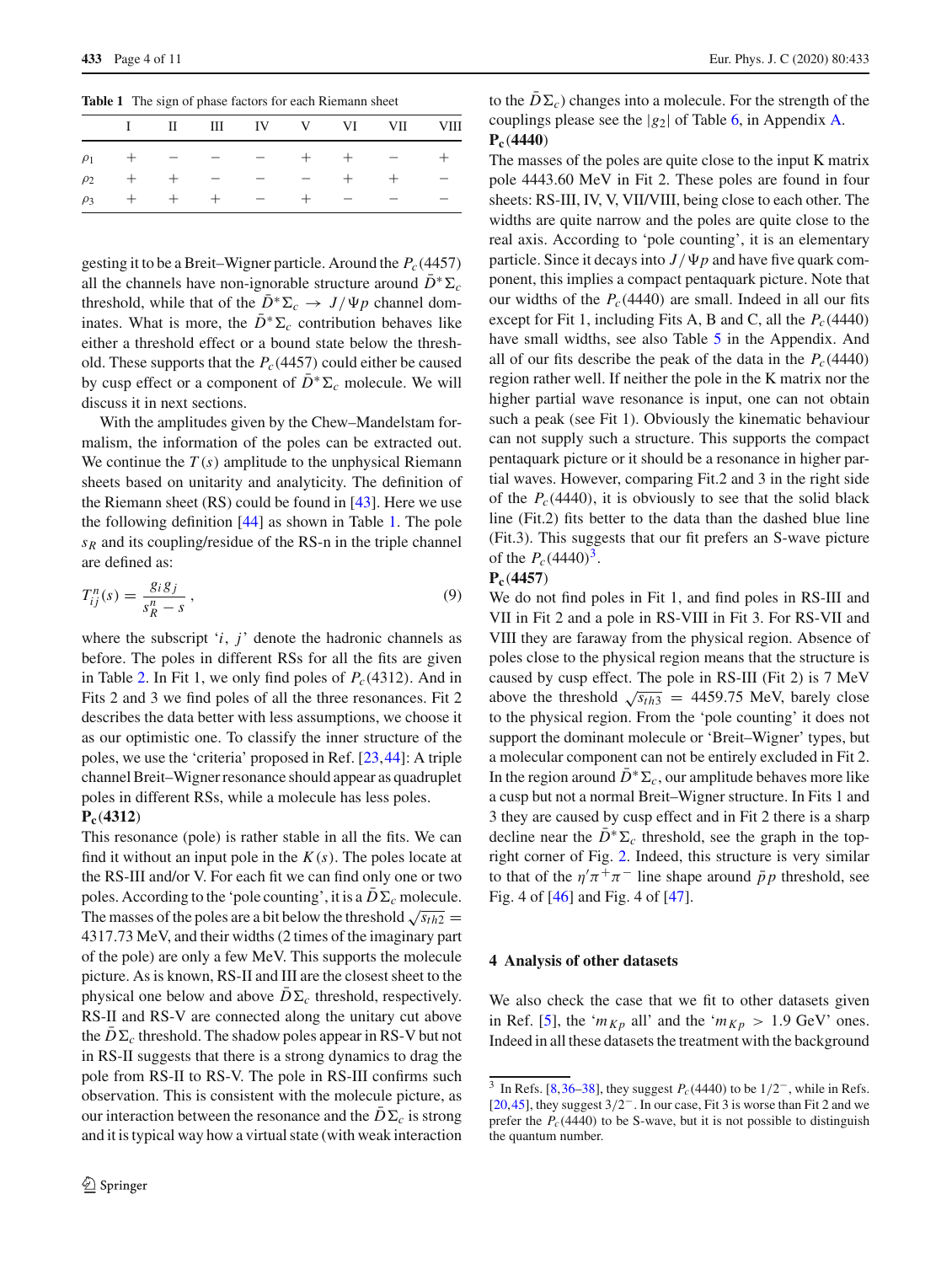**Table 1** The sign of phase factors for each Riemann sheet

| | I | II | III | IV | V | VI | VII | VIII |
|---|---|---|---|---|---|---|---|---|
| $\rho_1$ | + | − | − | − | + | + | − | + |
| $\rho_2$ | + | + | − | − | − | + | + | − |
| $\rho_3$ | + | + | + | − | + | − | − | − |

gesting it to be a Breit–Wigner particle. Around the $P_c(4457)$ all the channels have non-ignorable structure around $\bar{D}^*\Sigma_c$ threshold, while that of the $\bar{D}^*\Sigma_c \to J/\Psi p$ channel dominates. What is more, the $\bar{D}^*\Sigma_c$ contribution behaves like either a threshold effect or a bound state below the threshold. These supports that the $P_c(4457)$ could either be caused by cusp effect or a component of $\bar{D}^*\Sigma_c$ molecule. We will discuss it in next sections.

With the amplitudes given by the Chew–Mandelstam formalism, the information of the poles can be extracted out. We continue the $T(s)$ amplitude to the unphysical Riemann sheets based on unitarity and analyticity. The definition of the Riemann sheet (RS) could be found in Ref. [43]. Here we use the following definition [44] as shown in Table 1. The pole $s_R$ and its coupling/residue of the RS-n in the triple channel are defined as:

$$T^n_{ij}(s) = \frac{g_i g_j}{s^n_R - s}\,, \tag{9}$$

where the subscript '$i$, $j$' denote the hadronic channels as before. The poles in different RSs for all the fits are given in Table 2. In Fit 1, we only find poles of $P_c(4312)$. And in Fits 2 and 3 we find poles of all the three resonances. Fit 2 describes the data better with less assumptions, we choose it as our optimistic one. To classify the inner structure of the poles, we use the 'criteria' proposed in Ref. [23,44]: A triple channel Breit–Wigner resonance should appear as quadruplet poles in different RSs, while a molecule has less poles.

**$P_c(4312)$**

This resonance (pole) is rather stable in all the fits. We can find it without an input pole in the $K(s)$. The poles locate at the RS-III and/or V. For each fit we can find only one or two poles. According to the 'pole counting', it is a $\bar{D}\Sigma_c$ molecule. The masses of the poles are a bit below the threshold $\sqrt{s_{th2}} = 4317.73$ MeV, and their widths (2 times of the imaginary part of the pole) are only a few MeV. This supports the molecule picture. As is known, RS-II and III are the closest sheet to the physical one below and above $\bar{D}\Sigma_c$ threshold, respectively. RS-II and RS-V are connected along the unitary cut above the $\bar{D}\Sigma_c$ threshold. The shadow poles appear in RS-V but not in RS-II suggests that there is a strong dynamics to drag the pole from RS-II to RS-V. The pole in RS-III confirms such observation. This is consistent with the molecule picture, as our interaction between the resonance and the $\bar{D}\Sigma_c$ is strong and it is typical way how a virtual state (with weak interaction to the $\bar{D}\Sigma_c$) changes into a molecule. For the strength of the couplings please see the $|g_2|$ of Table 6, in Appendix A.

**$P_c(4440)$**

The masses of the poles are quite close to the input K matrix pole 4443.60 MeV in Fit 2. These poles are found in four sheets: RS-III, IV, V, VII/VIII, being close to each other. The widths are quite narrow and the poles are quite close to the real axis. According to 'pole counting', it is an elementary particle. Since it decays into $J/\Psi p$ and have five quark component, this implies a compact pentaquark picture. Note that our widths of the $P_c(4440)$ are small. Indeed in all our fits except for Fit 1, including Fits A, B and C, all the $P_c(4440)$ have small widths, see also Table 5 in the Appendix. And all of our fits describe the peak of the data in the $P_c(4440)$ region rather well. If neither the pole in the K matrix nor the higher partial wave resonance is input, one can not obtain such a peak (see Fit 1). Obviously the kinematic behaviour can not supply such a structure. This supports the compact pentaquark picture or it should be a resonance in higher partial waves. However, comparing Fit.2 and 3 in the right side of the $P_c(4440)$, it is obviously to see that the solid black line (Fit.2) fits better to the data than the dashed blue line (Fit.3). This suggests that our fit prefers an S-wave picture of the $P_c(4440)$[3].

**$P_c(4457)$**

We do not find poles in Fit 1, and find poles in RS-III and VII in Fit 2 and a pole in RS-VIII in Fit 3. For RS-VII and VIII they are faraway from the physical region. Absence of poles close to the physical region means that the structure is caused by cusp effect. The pole in RS-III (Fit 2) is 7 MeV above the threshold $\sqrt{s_{th3}} = 4459.75$ MeV, barely close to the physical region. From the 'pole counting' it does not support the dominant molecule or 'Breit–Wigner' types, but a molecular component can not be entirely excluded in Fit 2. In the region around $\bar{D}^*\Sigma_c$, our amplitude behaves more like a cusp but not a normal Breit–Wigner structure. In Fits 1 and 3 they are caused by cusp effect and in Fit 2 there is a sharp decline near the $\bar{D}^*\Sigma_c$ threshold, see the graph in the top-right corner of Fig. 2. Indeed, this structure is very similar to that of the $\eta'\pi^+\pi^-$ line shape around $\bar{p}p$ threshold, see Fig. 4 of [46] and Fig. 4 of [47].

## 4 Analysis of other datasets

We also check the case that we fit to other datasets given in Ref. [5], the '$m_{Kp}$ all' and the '$m_{Kp} > 1.9$ GeV' ones. Indeed in all these datasets the treatment with the background

[3] In Refs. [8,36–38], they suggest $P_c(4440)$ to be $1/2^-$, while in Refs. [20,45], they suggest $3/2^-$. In our case, Fit 3 is worse than Fit 2 and we prefer the $P_c(4440)$ to be S-wave, but it is not possible to distinguish the quantum number.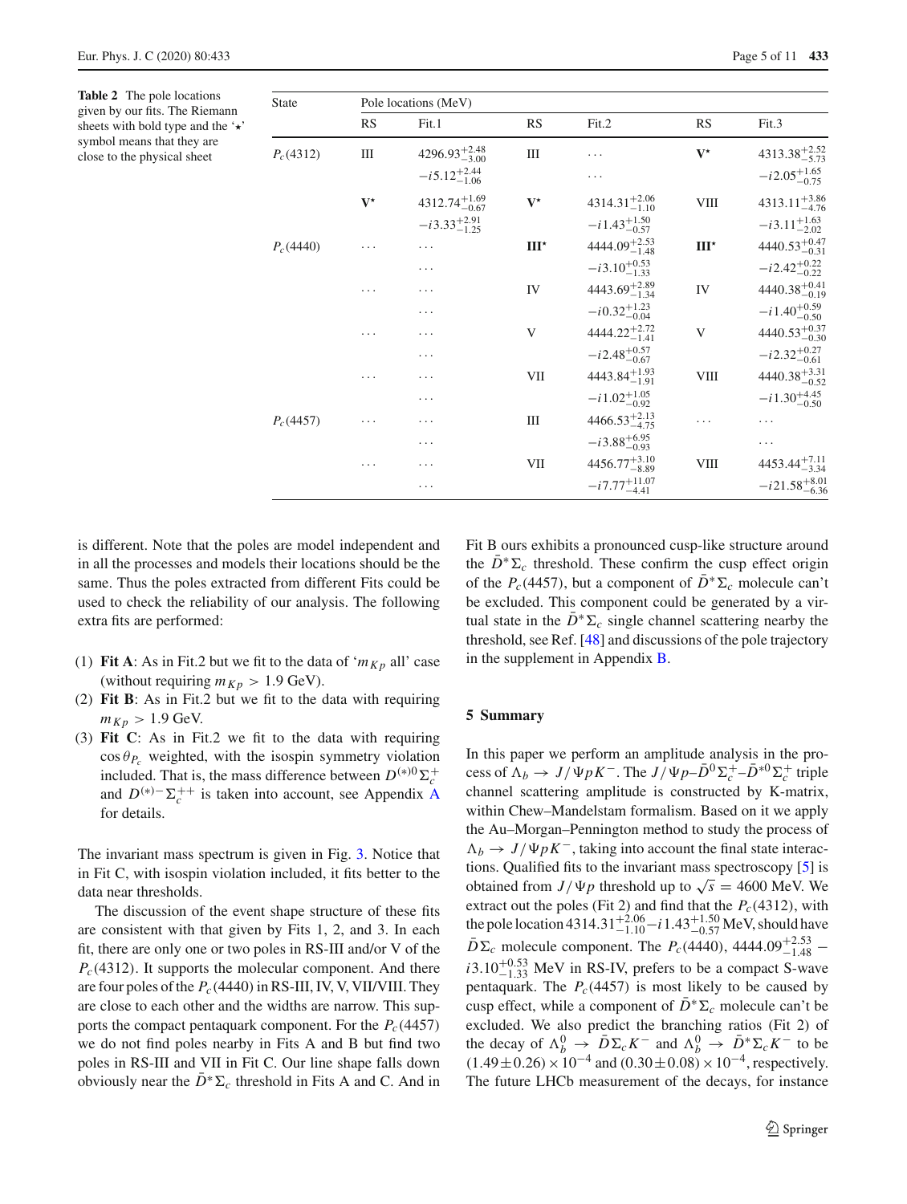**Table 2** The pole locations given by our fits. The Riemann sheets with bold type and the '$\star$' symbol means that they are close to the physical sheet

| State | Pole locations (MeV) | | | | | |
|---|---|---|---|---|---|---|
| | RS | Fit.1 | RS | Fit.2 | RS | Fit.3 |
| $P_c(4312)$ | III | $4296.93^{+2.48}_{-3.00}$ $-i5.12^{+2.44}_{-1.06}$ | III | ... ... | **V**$^\star$ | $4313.38^{+2.52}_{-5.73}$ $-i2.05^{+1.65}_{-0.75}$ |
| | **V**$^\star$ | $4312.74^{+1.69}_{-0.67}$ $-i3.33^{+2.91}_{-1.25}$ | **V**$^\star$ | $4314.31^{+2.06}_{-1.10}$ $-i1.43^{+1.50}_{-0.57}$ | VIII | $4313.11^{+3.86}_{-4.76}$ $-i3.11^{+1.63}_{-2.02}$ |
| $P_c(4440)$ | ... | ... ... | **III**$^\star$ | $4444.09^{+2.53}_{-1.48}$ $-i3.10^{+0.53}_{-1.33}$ | **III**$^\star$ | $4440.53^{+0.47}_{-0.31}$ $-i2.42^{+0.22}_{-0.22}$ |
| | ... | ... ... | IV | $4443.69^{+2.89}_{-1.34}$ $-i0.32^{+1.23}_{-0.04}$ | IV | $4440.38^{+0.41}_{-0.19}$ $-i1.40^{+0.59}_{-0.50}$ |
| | ... | ... ... | V | $4444.22^{+2.72}_{-1.41}$ $-i2.48^{+0.57}_{-0.67}$ | V | $4440.53^{+0.37}_{-0.30}$ $-i2.32^{+0.27}_{-0.61}$ |
| | ... | ... ... | VII | $4443.84^{+1.93}_{-1.91}$ $-i1.02^{+1.05}_{-0.92}$ | VIII | $4440.38^{+3.31}_{-0.52}$ $-i1.30^{+4.45}_{-0.50}$ |
| $P_c(4457)$ | ... | ... ... | III | $4466.53^{+2.13}_{-4.75}$ $-i3.88^{+6.95}_{-0.93}$ | ... | ... ... |
| | ... | ... ... | VII | $4456.77^{+3.10}_{-8.89}$ $-i7.77^{+11.07}_{-4.41}$ | VIII | $4453.44^{+7.11}_{-3.34}$ $-i21.58^{+8.01}_{-6.36}$ |

is different. Note that the poles are model independent and in all the processes and models their locations should be the same. Thus the poles extracted from different Fits could be used to check the reliability of our analysis. The following extra fits are performed:

1. **Fit A**: As in Fit.2 but we fit to the data of '$m_{Kp}$ all' case (without requiring $m_{Kp} > 1.9$ GeV).
2. **Fit B**: As in Fit.2 but we fit to the data with requiring $m_{Kp} > 1.9$ GeV.
3. **Fit C**: As in Fit.2 we fit to the data with requiring $\cos\theta_{P_c}$ weighted, with the isospin symmetry violation included. That is, the mass difference between $D^{(*)0}\Sigma_c^+$ and $D^{(*)-}\Sigma_c^{++}$ is taken into account, see Appendix A for details.

The invariant mass spectrum is given in Fig. 3. Notice that in Fit C, with isospin violation included, it fits better to the data near thresholds.

The discussion of the event shape structure of these fits are consistent with that given by Fits 1, 2, and 3. In each fit, there are only one or two poles in RS-III and/or V of the $P_c(4312)$. It supports the molecular component. And there are four poles of the $P_c(4440)$ in RS-III, IV, V, VII/VIII. They are close to each other and the widths are narrow. This supports the compact pentaquark component. For the $P_c(4457)$ we do not find poles nearby in Fits A and B but find two poles in RS-III and VII in Fit C. Our line shape falls down obviously near the $\bar{D}^*\Sigma_c$ threshold in Fits A and C. And in Fit B ours exhibits a pronounced cusp-like structure around the $\bar{D}^*\Sigma_c$ threshold. These confirm the cusp effect origin of the $P_c(4457)$, but a component of $\bar{D}^*\Sigma_c$ molecule can't be excluded. This component could be generated by a virtual state in the $\bar{D}^*\Sigma_c$ single channel scattering nearby the threshold, see Ref. [48] and discussions of the pole trajectory in the supplement in Appendix B.

## 5 Summary

In this paper we perform an amplitude analysis in the process of $\Lambda_b \to J/\Psi p K^-$. The $J/\Psi p$–$\bar{D}^0\Sigma_c^+$–$\bar{D}^{*0}\Sigma_c^+$ triple channel scattering amplitude is constructed by K-matrix, within Chew–Mandelstam formalism. Based on it we apply the Au–Morgan–Pennington method to study the process of $\Lambda_b \to J/\Psi p K^-$, taking into account the final state interactions. Qualified fits to the invariant mass spectroscopy [5] is obtained from $J/\Psi p$ threshold up to $\sqrt{s} = 4600$ MeV. We extract out the poles (Fit 2) and find that the $P_c(4312)$, with the pole location $4314.31^{+2.06}_{-1.10} - i1.43^{+1.50}_{-0.57}$ MeV, should have $\bar{D}\Sigma_c$ molecule component. The $P_c(4440)$, $4444.09^{+2.53}_{-1.48} - i3.10^{+0.53}_{-1.33}$ MeV in RS-IV, prefers to be a compact S-wave pentaquark. The $P_c(4457)$ is most likely to be caused by cusp effect, while a component of $\bar{D}^*\Sigma_c$ molecule can't be excluded. We also predict the branching ratios (Fit 2) of the decay of $\Lambda_b^0 \to \bar{D}\Sigma_c K^-$ and $\Lambda_b^0 \to \bar{D}^*\Sigma_c K^-$ to be $(1.49 \pm 0.26) \times 10^{-4}$ and $(0.30 \pm 0.08) \times 10^{-4}$, respectively. The future LHCb measurement of the decays, for instance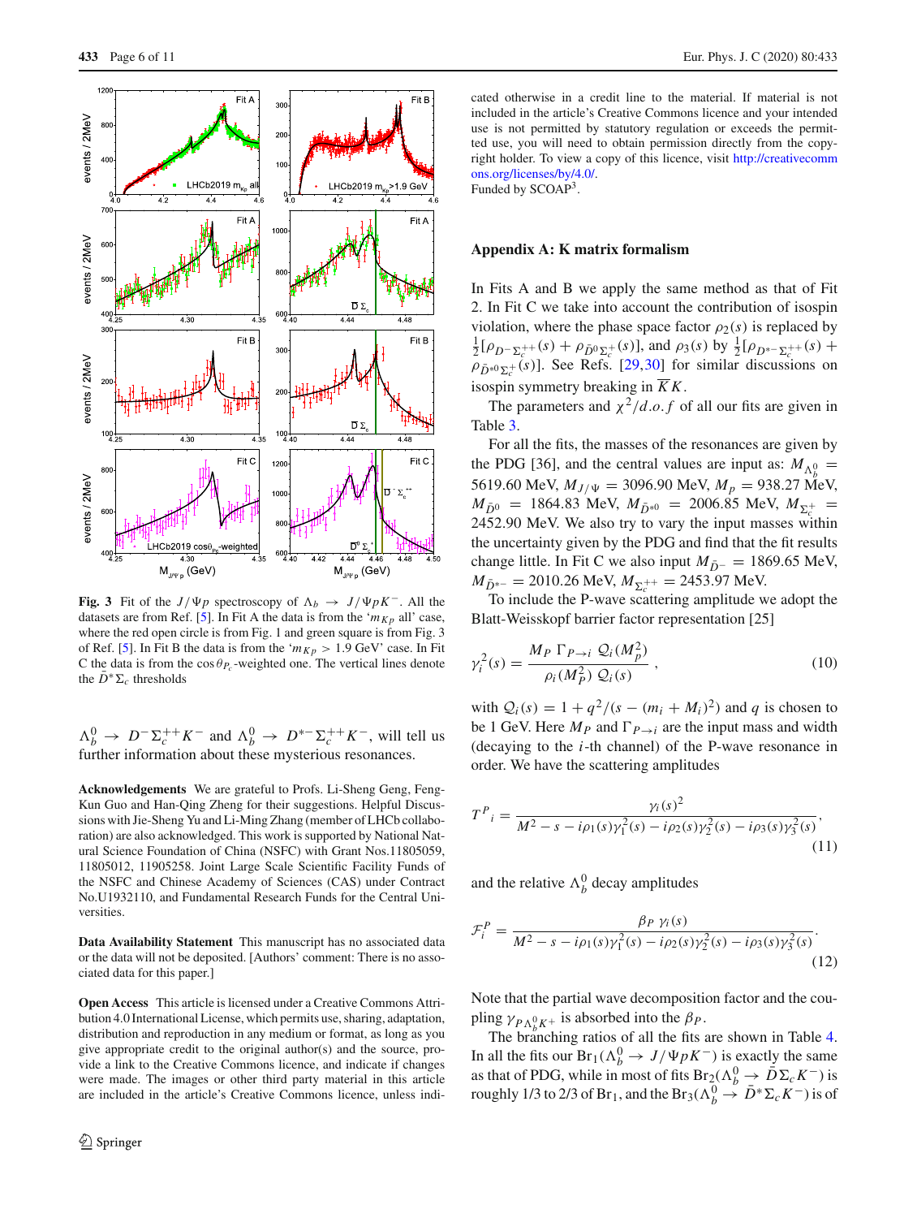**Fig. 3** Fit of the $J/\Psi p$ spectroscopy of $\Lambda_b \to J/\Psi p K^-$. All the datasets are from Ref. [5]. In Fit A the data is from the '$m_{Kp}$ all' case, where the red open circle is from Fig. 1 and green square is from Fig. 3 of Ref. [5]. In Fit B the data is from the '$m_{Kp} > 1.9$ GeV' case. In Fit C the data is from the $\cos\theta_{P_c}$-weighted one. The vertical lines denote the $\bar{D}^*\Sigma_c$ thresholds

$\Lambda_b^0 \to D^-\Sigma_c^{++}K^-$ and $\Lambda_b^0 \to D^{*-}\Sigma_c^{++}K^-$, will tell us further information about these mysterious resonances.

**Acknowledgements** We are grateful to Profs. Li-Sheng Geng, Feng-Kun Guo and Han-Qing Zheng for their suggestions. Helpful Discussions with Jie-Sheng Yu and Li-Ming Zhang (member of LHCb collaboration) are also acknowledged. This work is supported by National Natural Science Foundation of China (NSFC) with Grant Nos.11805059, 11805012, 11905258. Joint Large Scale Scientific Facility Funds of the NSFC and Chinese Academy of Sciences (CAS) under Contract No.U1932110, and Fundamental Research Funds for the Central Universities.

**Data Availability Statement** This manuscript has no associated data or the data will not be deposited. [Authors' comment: There is no associated data for this paper.]

**Open Access** This article is licensed under a Creative Commons Attribution 4.0 International License, which permits use, sharing, adaptation, distribution and reproduction in any medium or format, as long as you give appropriate credit to the original author(s) and the source, provide a link to the Creative Commons licence, and indicate if changes were made. The images or other third party material in this article are included in the article's Creative Commons licence, unless indicated otherwise in a credit line to the material. If material is not included in the article's Creative Commons licence and your intended use is not permitted by statutory regulation or exceeds the permitted use, you will need to obtain permission directly from the copyright holder. To view a copy of this licence, visit http://creativecommons.org/licenses/by/4.0/.

Funded by SCOAP[3].

## Appendix A: K matrix formalism

In Fits A and B we apply the same method as that of Fit 2. In Fit C we take into account the contribution of isospin violation, where the phase space factor $\rho_2(s)$ is replaced by $\frac{1}{2}[\rho_{D^-\Sigma_c^{++}}(s) + \rho_{\bar{D}^0\Sigma_c^+}(s)]$, and $\rho_3(s)$ by $\frac{1}{2}[\rho_{D^{*-}\Sigma_c^{++}}(s) + \rho_{\bar{D}^{*0}\Sigma_c^+}(s)]$. See Refs. [29,30] for similar discussions on isospin symmetry breaking in $\overline{K}K$.

The parameters and $\chi^2/d.o.f$ of all our fits are given in Table 3.

For all the fits, the masses of the resonances are given by the PDG [36], and the central values are input as: $M_{\Lambda_b^0} = 5619.60$ MeV, $M_{J/\Psi} = 3096.90$ MeV, $M_p = 938.27$ MeV, $M_{\bar{D}^0} = 1864.83$ MeV, $M_{\bar{D}^{*0}} = 2006.85$ MeV, $M_{\Sigma_c^+} = 2452.90$ MeV. We also try to vary the input masses within the uncertainty given by the PDG and find that the fit results change little. In Fit C we also input $M_{\bar{D}^-} = 1869.65$ MeV, $M_{\bar{D}^{*-}} = 2010.26$ MeV, $M_{\Sigma_c^{++}} = 2453.97$ MeV.

To include the P-wave scattering amplitude we adopt the Blatt-Weisskopf barrier factor representation [25]

$$\gamma_i^2(s) = \frac{M_P\ \Gamma_{P\to i}\ \mathcal{Q}_i(M_P^2)}{\rho_i(M_P^2)\ \mathcal{Q}_i(s)}\ , \tag{10}$$

with $\mathcal{Q}_i(s) = 1 + q^2/(s-(m_i+M_i)^2)$ and $q$ is chosen to be 1 GeV. Here $M_P$ and $\Gamma_{P\to i}$ are the input mass and width (decaying to the $i$-th channel) of the P-wave resonance in order. We have the scattering amplitudes

$$T^P{}_i = \frac{\gamma_i(s)^2}{M^2 - s - i\rho_1(s)\gamma_1^2(s) - i\rho_2(s)\gamma_2^2(s) - i\rho_3(s)\gamma_3^2(s)}, \tag{11}$$

and the relative $\Lambda_b^0$ decay amplitudes

$$\mathcal{F}_i^P = \frac{\beta_P\ \gamma_i(s)}{M^2 - s - i\rho_1(s)\gamma_1^2(s) - i\rho_2(s)\gamma_2^2(s) - i\rho_3(s)\gamma_3^2(s)}. \tag{12}$$

Note that the partial wave decomposition factor and the coupling $\gamma_{P\Lambda_b^0K^+}$ is absorbed into the $\beta_P$.

The branching ratios of all the fits are shown in Table 4. In all the fits our $\mathrm{Br}_1(\Lambda_b^0 \to J/\Psi p K^-)$ is exactly the same as that of PDG, while in most of fits $\mathrm{Br}_2(\Lambda_b^0 \to \bar{D}\Sigma_c K^-)$ is roughly 1/3 to 2/3 of $\mathrm{Br}_1$, and the $\mathrm{Br}_3(\Lambda_b^0 \to \bar{D}^*\Sigma_c K^-)$ is of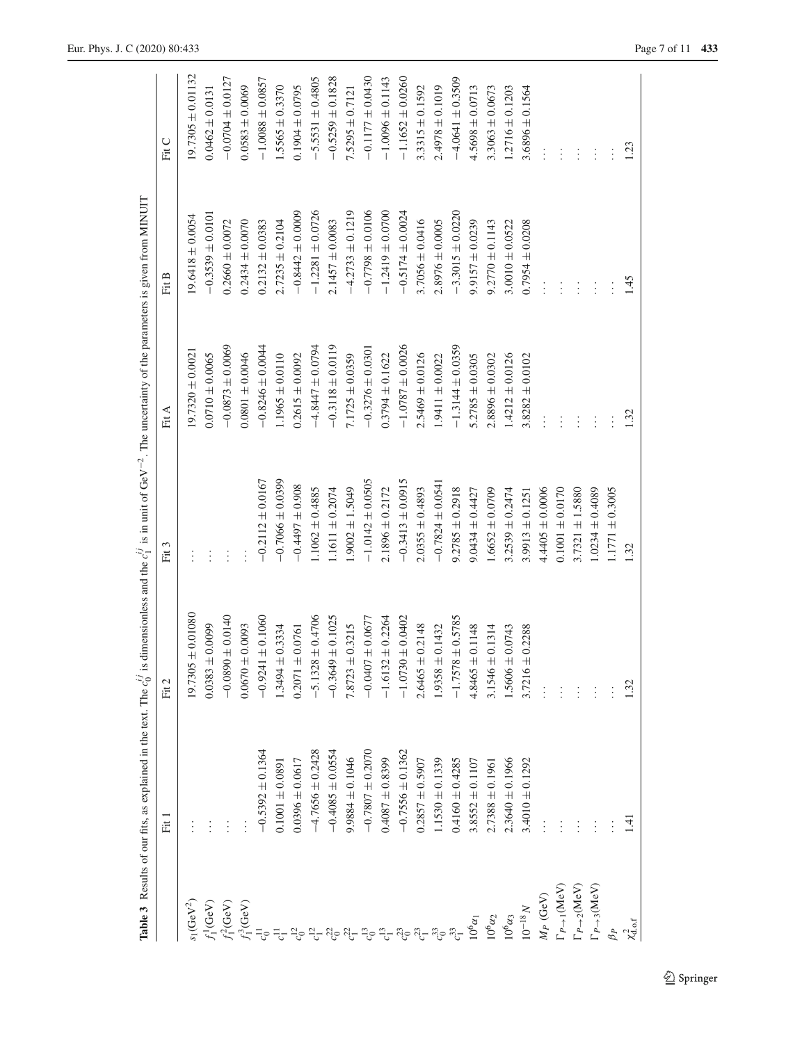**Table 3** Results of our fits, as explained in the text. The $c_0^{ij}$ is dimensionless and the $c_1^{ij}$ is in unit of $\mathrm{GeV}^{-2}$. The uncertainty of the parameters is given from MINUIT

| | Fit 1 | Fit 2 | Fit 3 | Fit A | Fit B | Fit C |
|---|---|---|---|---|---|---|
| $s_1(\mathrm{GeV}^2)$ | ... | $19.7305 \pm 0.01080$ | ... | $19.7320 \pm 0.0021$ | $19.6418 \pm 0.0054$ | $19.7305 \pm 0.01132$ |
| $f_1^1(\mathrm{GeV})$ | ... | $0.0383 \pm 0.0099$ | ... | $0.0710 \pm 0.0065$ | $-0.3539 \pm 0.0101$ | $0.0462 \pm 0.0131$ |
| $f_1^2(\mathrm{GeV})$ | ... | $-0.0890 \pm 0.0140$ | ... | $-0.0873 \pm 0.0069$ | $0.2660 \pm 0.0072$ | $-0.0704 \pm 0.0127$ |
| $f_1^3(\mathrm{GeV})$ | ... | $0.0670 \pm 0.0093$ | ... | $0.0801 \pm 0.0046$ | $0.2434 \pm 0.0070$ | $0.0583 \pm 0.0069$ |
| $c_0^{11}$ | $-0.5392 \pm 0.1364$ | $-0.9241 \pm 0.1060$ | $-0.2112 \pm 0.0167$ | $-0.8246 \pm 0.0044$ | $0.2132 \pm 0.0383$ | $-1.0088 \pm 0.0857$ |
| $c_1^{11}$ | $0.1001 \pm 0.0891$ | $1.3494 \pm 0.3334$ | $-0.7066 \pm 0.0399$ | $1.1965 \pm 0.0110$ | $2.7235 \pm 0.2104$ | $1.5565 \pm 0.3370$ |
| $c_0^{12}$ | $0.0396 \pm 0.0617$ | $0.2071 \pm 0.0761$ | $-0.4497 \pm 0.908$ | $0.2615 \pm 0.0092$ | $-0.8442 \pm 0.0009$ | $0.1904 \pm 0.0795$ |
| $c_1^{12}$ | $-4.7656 \pm 0.2428$ | $-5.1328 \pm 0.4706$ | $1.1062 \pm 0.4885$ | $-4.8447 \pm 0.0794$ | $-1.2281 \pm 0.0726$ | $-5.5531 \pm 0.4805$ |
| $c_0^{22}$ | $-0.4085 \pm 0.0554$ | $-0.3649 \pm 0.1025$ | $1.1611 \pm 0.2074$ | $-0.3118 \pm 0.0119$ | $2.1457 \pm 0.0083$ | $-0.5259 \pm 0.1828$ |
| $c_1^{22}$ | $9.9884 \pm 0.1046$ | $7.8723 \pm 0.3215$ | $1.9002 \pm 1.5049$ | $7.1725 \pm 0.0359$ | $-4.2733 \pm 0.1219$ | $7.5295 \pm 0.7121$ |
| $c_0^{13}$ | $-0.7807 \pm 0.2070$ | $-0.0407 \pm 0.0677$ | $-1.0142 \pm 0.0505$ | $-0.3276 \pm 0.0301$ | $-0.7798 \pm 0.0106$ | $-0.1177 \pm 0.0430$ |
| $c_1^{13}$ | $0.4087 \pm 0.8399$ | $-1.6132 \pm 0.2264$ | $2.1896 \pm 0.2172$ | $0.3794 \pm 0.1622$ | $-1.2419 \pm 0.0700$ | $-1.0096 \pm 0.1143$ |
| $c_0^{23}$ | $-0.7556 \pm 0.1362$ | $-1.0730 \pm 0.0402$ | $-0.3413 \pm 0.0915$ | $-1.0787 \pm 0.0026$ | $-0.5174 \pm 0.0024$ | $-1.1652 \pm 0.0260$ |
| $c_1^{23}$ | $0.2857 \pm 0.5907$ | $2.6465 \pm 0.2148$ | $2.0355 \pm 0.4893$ | $2.5469 \pm 0.0126$ | $3.7056 \pm 0.0416$ | $3.3315 \pm 0.1592$ |
| $c_0^{33}$ | $1.1530 \pm 0.1339$ | $1.9358 \pm 0.1432$ | $-0.7824 \pm 0.0541$ | $1.9411 \pm 0.0022$ | $2.8976 \pm 0.0005$ | $2.4978 \pm 0.1019$ |
| $c_1^{33}$ | $0.4160 \pm 0.4285$ | $-1.7578 \pm 0.5785$ | $9.2785 \pm 0.2918$ | $-1.3144 \pm 0.0359$ | $-3.3015 \pm 0.0220$ | $-4.0641 \pm 0.3509$ |
| $10^6\alpha_1$ | $3.8552 \pm 0.1107$ | $4.8465 \pm 0.1148$ | $9.0434 \pm 0.4427$ | $5.2785 \pm 0.0305$ | $9.9157 \pm 0.0239$ | $4.5698 \pm 0.0713$ |
| $10^6\alpha_2$ | $2.7388 \pm 0.1961$ | $3.1546 \pm 0.1314$ | $1.6652 \pm 0.0709$ | $2.8896 \pm 0.0302$ | $9.2770 \pm 0.1143$ | $3.3063 \pm 0.0673$ |
| $10^6\alpha_3$ | $2.3640 \pm 0.1966$ | $1.5606 \pm 0.0743$ | $3.2539 \pm 0.2474$ | $1.4212 \pm 0.0126$ | $3.0010 \pm 0.0522$ | $1.2716 \pm 0.1203$ |
| $10^{-18}N$ | $3.4010 \pm 0.1292$ | $3.7216 \pm 0.2288$ | $3.9913 \pm 0.1251$ | $3.8282 \pm 0.0102$ | $0.7954 \pm 0.0208$ | $3.6896 \pm 0.1564$ |
| $M_P$ (GeV) | ... | ... | $4.4405 \pm 0.0006$ | ... | ... | ... |
| $\Gamma_{P\to 1}$(MeV) | ... | ... | $0.1001 \pm 0.0170$ | ... | ... | ... |
| $\Gamma_{P\to 2}$(MeV) | ... | ... | $3.7321 \pm 1.5880$ | ... | ... | ... |
| $\Gamma_{P\to 3}$(MeV) | ... | ... | $1.0234 \pm 0.4089$ | ... | ... | ... |
| $\beta_P$ | ... | ... | $1.1771 \pm 0.3005$ | ... | ... | ... |
| $\chi^2_{\mathrm{d.o.f}}$ | 1.41 | 1.32 | 1.32 | 1.32 | 1.45 | 1.23 |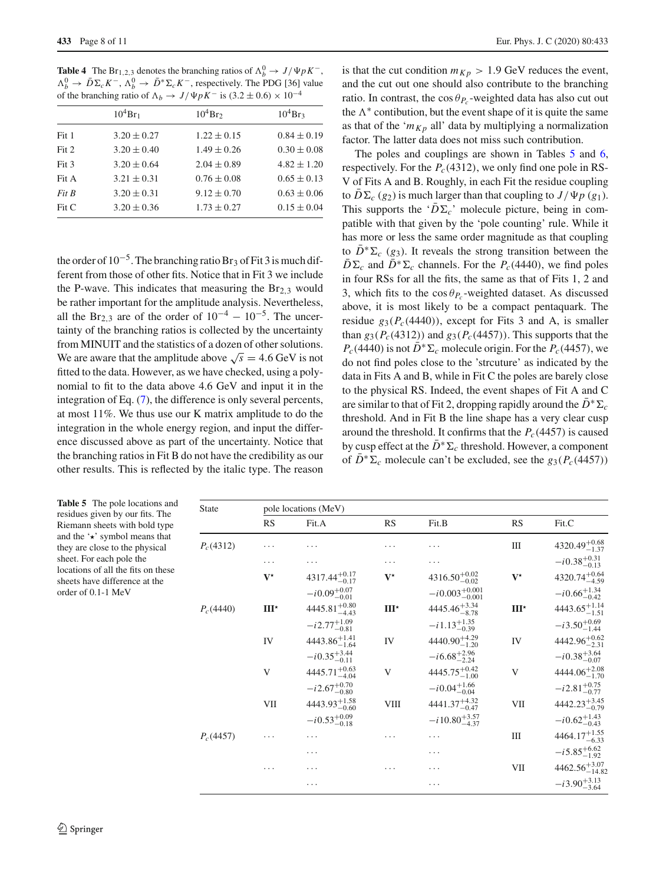**Table 4** The $\mathrm{Br}_{1,2,3}$ denotes the branching ratios of $\Lambda_b^0 \to J/\Psi p K^-$, $\Lambda_b^0 \to \bar{D}\Sigma_c K^-$, $\Lambda_b^0 \to \bar{D}^*\Sigma_c K^-$, respectively. The PDG [36] value of the branching ratio of $\Lambda_b \to J/\Psi p K^-$ is $(3.2 \pm 0.6) \times 10^{-4}$

| | $10^4\mathrm{Br}_1$ | $10^4\mathrm{Br}_2$ | $10^4\mathrm{Br}_3$ |
|---|---|---|---|
| Fit 1 | $3.20 \pm 0.27$ | $1.22 \pm 0.15$ | $0.84 \pm 0.19$ |
| Fit 2 | $3.20 \pm 0.40$ | $1.49 \pm 0.26$ | $0.30 \pm 0.08$ |
| Fit 3 | $3.20 \pm 0.64$ | $2.04 \pm 0.89$ | $4.82 \pm 1.20$ |
| Fit A | $3.21 \pm 0.31$ | $0.76 \pm 0.08$ | $0.65 \pm 0.13$ |
| *Fit B* | $3.20 \pm 0.31$ | $9.12 \pm 0.70$ | $0.63 \pm 0.06$ |
| Fit C | $3.20 \pm 0.36$ | $1.73 \pm 0.27$ | $0.15 \pm 0.04$ |

the order of $10^{-5}$. The branching ratio $\mathrm{Br}_3$ of Fit 3 is much different from those of other fits. Notice that in Fit 3 we include the P-wave. This indicates that measuring the $\mathrm{Br}_{2,3}$ would be rather important for the amplitude analysis. Nevertheless, all the $\mathrm{Br}_{2,3}$ are of the order of $10^{-4} - 10^{-5}$. The uncertainty of the branching ratios is collected by the uncertainty from MINUIT and the statistics of a dozen of other solutions. We are aware that the amplitude above $\sqrt{s} = 4.6$ GeV is not fitted to the data. However, as we have checked, using a polynomial to fit to the data above 4.6 GeV and input it in the integration of Eq. (7), the difference is only several percents, at most 11%. We thus use our K matrix amplitude to do the integration in the whole energy region, and input the difference discussed above as part of the uncertainty. Notice that the branching ratios in Fit B do not have the credibility as our other results. This is reflected by the italic type. The reason is that the cut condition $m_{Kp} > 1.9$ GeV reduces the event, and the cut out one should also contribute to the branching ratio. In contrast, the $\cos\theta_{P_c}$-weighted data has also cut out the $\Lambda^*$ contibution, but the event shape of it is quite the same as that of the '$m_{Kp}$ all' data by multiplying a normalization factor. The latter data does not miss such contribution.

The poles and couplings are shown in Tables 5 and 6, respectively. For the $P_c(4312)$, we only find one pole in RS-V of Fits A and B. Roughly, in each Fit the residue coupling to $\bar{D}\Sigma_c$ ($g_2$) is much larger than that coupling to $J/\Psi p$ ($g_1$). This supports the '$\bar{D}\Sigma_c$' molecule picture, being in compatible with that given by the 'pole counting' rule. While it has more or less the same order magnitude as that coupling to $\bar{D}^*\Sigma_c$ ($g_3$). It reveals the strong transition between the $\bar{D}\Sigma_c$ and $\bar{D}^*\Sigma_c$ channels. For the $P_c(4440)$, we find poles in four RSs for all the fits, the same as that of Fits 1, 2 and 3, which fits to the $\cos\theta_{P_c}$-weighted dataset. As discussed above, it is most likely to be a compact pentaquark. The residue $g_3(P_c(4440))$, except for Fits 3 and A, is smaller than $g_3(P_c(4312))$ and $g_3(P_c(4457))$. This supports that the $P_c(4440)$ is not $\bar{D}^*\Sigma_c$ molecule origin. For the $P_c(4457)$, we do not find poles close to the 'strcuture' as indicated by the data in Fits A and B, while in Fit C the poles are barely close to the physical RS. Indeed, the event shapes of Fit A and C are similar to that of Fit 2, dropping rapidly around the $\bar{D}^*\Sigma_c$ threshold. And in Fit B the line shape has a very clear cusp around the threshold. It confirms that the $P_c(4457)$ is caused by cusp effect at the $\bar{D}^*\Sigma_c$ threshold. However, a component of $\bar{D}^*\Sigma_c$ molecule can't be excluded, see the $g_3(P_c(4457))$

**Table 5** The pole locations and residues given by our fits. The Riemann sheets with bold type and the '$\star$' symbol means that they are close to the physical sheet. For each pole the locations of all the fits on these sheets have difference at the order of 0.1-1 MeV

| State | pole locations (MeV) | | | | | |
|---|---|---|---|---|---|---|
| | RS | Fit.A | RS | Fit.B | RS | Fit.C |
| $P_c(4312)$ | ... | ... | ... | ... | III | $4320.49^{+0.68}_{-1.37}$ |
| | ... | ... | ... | ... | | $-i0.38^{+0.31}_{-0.13}$ |
| | **V**$^\star$ | $4317.44^{+0.17}_{-0.17}$ | **V**$^\star$ | $4316.50^{+0.02}_{-0.02}$ | **V**$^\star$ | $4320.74^{+0.64}_{-4.59}$ |
| | | $-i0.09^{+0.07}_{-0.01}$ | | $-i0.003^{+0.001}_{-0.001}$ | | $-i0.66^{+1.34}_{-0.42}$ |
| $P_c(4440)$ | **III**$^\star$ | $4445.81^{+0.80}_{-4.43}$ | **III**$^\star$ | $4445.46^{+3.34}_{-8.78}$ | **III**$^\star$ | $4443.65^{+1.14}_{-1.51}$ |
| | | $-i2.77^{+1.09}_{-0.81}$ | | $-i1.13^{+1.35}_{-0.39}$ | | $-i3.50^{+0.69}_{-1.44}$ |
| | IV | $4443.86^{+1.41}_{-1.64}$ | IV | $4440.90^{+4.29}_{-1.20}$ | IV | $4442.96^{+0.62}_{-2.31}$ |
| | | $-i0.35^{+3.44}_{-0.11}$ | | $-i6.68^{+2.96}_{-2.24}$ | | $-i0.38^{+3.64}_{-0.07}$ |
| | V | $4445.71^{+0.63}_{-4.04}$ | V | $4445.75^{+0.42}_{-1.00}$ | V | $4444.06^{+2.08}_{-1.70}$ |
| | | $-i2.67^{+0.70}_{-0.80}$ | | $-i0.04^{+1.66}_{-0.04}$ | | $-i2.81^{+0.75}_{-0.77}$ |
| | VII | $4443.93^{+1.58}_{-0.60}$ | VIII | $4441.37^{+4.32}_{-0.47}$ | VII | $4442.23^{+3.45}_{-0.79}$ |
| | | $-i0.53^{+0.09}_{-0.18}$ | | $-i10.80^{+3.57}_{-4.37}$ | | $-i0.62^{+1.43}_{-0.43}$ |
| $P_c(4457)$ | ... | ... | ... | ... | III | $4464.17^{+1.55}_{-6.33}$ |
| | | ... | | ... | | $-i5.85^{+6.62}_{-1.92}$ |
| | ... | ... | ... | ... | VII | $4462.56^{+3.07}_{-14.82}$ |
| | | ... | | ... | | $-i3.90^{+3.13}_{-3.64}$ |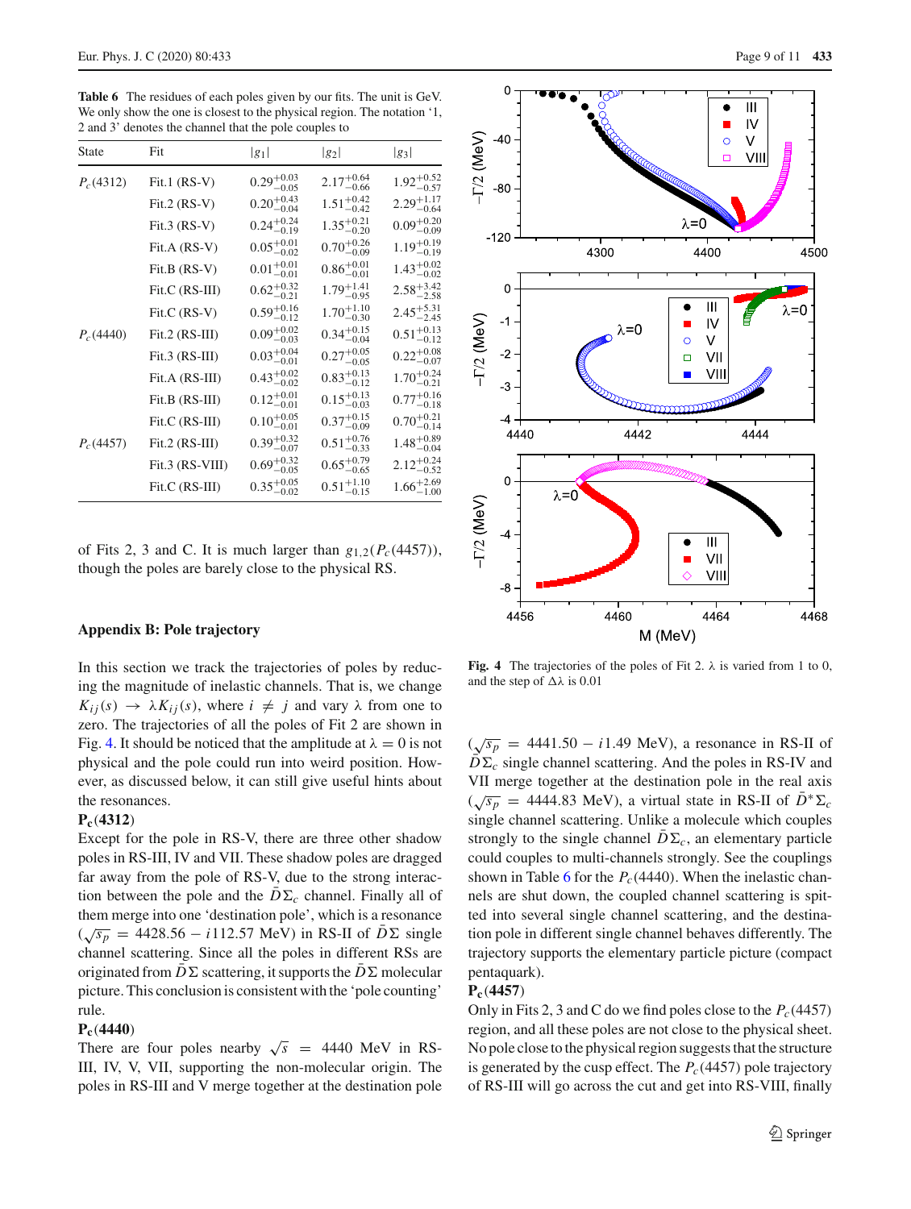**Table 6** The residues of each poles given by our fits. The unit is GeV. We only show the one is closest to the physical region. The notation '1, 2 and 3' denotes the channel that the pole couples to

| State | Fit | $\lvert g_1\rvert$ | $\lvert g_2\rvert$ | $\lvert g_3\rvert$ |
|---|---|---|---|---|
| $P_c(4312)$ | Fit.1 (RS-V) | $0.29^{+0.03}_{-0.05}$ | $2.17^{+0.64}_{-0.66}$ | $1.92^{+0.52}_{-0.57}$ |
| | Fit.2 (RS-V) | $0.20^{+0.43}_{-0.04}$ | $1.51^{+0.42}_{-0.42}$ | $2.29^{+1.17}_{-0.64}$ |
| | Fit.3 (RS-V) | $0.24^{+0.24}_{-0.19}$ | $1.35^{+0.21}_{-0.20}$ | $0.09^{+0.20}_{-0.09}$ |
| | Fit.A (RS-V) | $0.05^{+0.01}_{-0.02}$ | $0.70^{+0.26}_{-0.09}$ | $1.19^{+0.19}_{-0.19}$ |
| | Fit.B (RS-V) | $0.01^{+0.01}_{-0.01}$ | $0.86^{+0.01}_{-0.01}$ | $1.43^{+0.02}_{-0.02}$ |
| | Fit.C (RS-III) | $0.62^{+0.32}_{-0.21}$ | $1.79^{+1.41}_{-0.95}$ | $2.58^{+3.42}_{-2.58}$ |
| | Fit.C (RS-V) | $0.59^{+0.16}_{-0.12}$ | $1.70^{+1.10}_{-0.30}$ | $2.45^{+5.31}_{-2.45}$ |
| $P_c(4440)$ | Fit.2 (RS-III) | $0.09^{+0.02}_{-0.03}$ | $0.34^{+0.15}_{-0.04}$ | $0.51^{+0.13}_{-0.12}$ |
| | Fit.3 (RS-III) | $0.03^{+0.04}_{-0.01}$ | $0.27^{+0.05}_{-0.05}$ | $0.22^{+0.08}_{-0.07}$ |
| | Fit.A (RS-III) | $0.43^{+0.02}_{-0.02}$ | $0.83^{+0.13}_{-0.12}$ | $1.70^{+0.24}_{-0.21}$ |
| | Fit.B (RS-III) | $0.12^{+0.01}_{-0.01}$ | $0.15^{+0.13}_{-0.03}$ | $0.77^{+0.16}_{-0.18}$ |
| | Fit.C (RS-III) | $0.10^{+0.05}_{-0.01}$ | $0.37^{+0.15}_{-0.09}$ | $0.70^{+0.21}_{-0.14}$ |
| $P_c(4457)$ | Fit.2 (RS-III) | $0.39^{+0.32}_{-0.07}$ | $0.51^{+0.76}_{-0.33}$ | $1.48^{+0.89}_{-0.04}$ |
| | Fit.3 (RS-VIII) | $0.69^{+0.32}_{-0.05}$ | $0.65^{+0.79}_{-0.65}$ | $2.12^{+0.24}_{-0.52}$ |
| | Fit.C (RS-III) | $0.35^{+0.05}_{-0.02}$ | $0.51^{+1.10}_{-0.15}$ | $1.66^{+2.69}_{-1.00}$ |

of Fits 2, 3 and C. It is much larger than $g_{1,2}(P_c(4457))$, though the poles are barely close to the physical RS.

## Appendix B: Pole trajectory

In this section we track the trajectories of poles by reducing the magnitude of inelastic channels. That is, we change $K_{ij}(s) \to \lambda K_{ij}(s)$, where $i \neq j$ and vary $\lambda$ from one to zero. The trajectories of all the poles of Fit 2 are shown in Fig. 4. It should be noticed that the amplitude at $\lambda = 0$ is not physical and the pole could run into weird position. However, as discussed below, it can still give useful hints about the resonances.

**$\mathbf{P_c(4312)}$**

Except for the pole in RS-V, there are three other shadow poles in RS-III, IV and VII. These shadow poles are dragged far away from the pole of RS-V, due to the strong interaction between the pole and the $\bar{D}\Sigma_c$ channel. Finally all of them merge into one 'destination pole', which is a resonance ($\sqrt{s_p} = 4428.56 - i112.57$ MeV) in RS-II of $\bar{D}\Sigma$ single channel scattering. Since all the poles in different RSs are originated from $\bar{D}\Sigma$ scattering, it supports the $\bar{D}\Sigma$ molecular picture. This conclusion is consistent with the 'pole counting' rule.

**$\mathbf{P_c(4440)}$**

There are four poles nearby $\sqrt{s} = 4440$ MeV in RS-III, IV, V, VII, supporting the non-molecular origin. The poles in RS-III and V merge together at the destination pole ($\sqrt{s_p} = 4441.50 - i1.49$ MeV), a resonance in RS-II of $\bar{D}\Sigma_c$ single channel scattering. And the poles in RS-IV and VII merge together at the destination pole in the real axis ($\sqrt{s_p} = 4444.83$ MeV), a virtual state in RS-II of $\bar{D}^*\Sigma_c$ single channel scattering. Unlike a molecule which couples strongly to the single channel $\bar{D}\Sigma_c$, an elementary particle could couples to multi-channels strongly. See the couplings shown in Table 6 for the $P_c(4440)$. When the inelastic channels are shut down, the coupled channel scattering is spitted into several single channel scattering, and the destination pole in different single channel behaves differently. The trajectory supports the elementary particle picture (compact pentaquark).

**$\mathbf{P_c(4457)}$**

Only in Fits 2, 3 and C do we find poles close to the $P_c(4457)$ region, and all these poles are not close to the physical sheet. No pole close to the physical region suggests that the structure is generated by the cusp effect. The $P_c(4457)$ pole trajectory of RS-III will go across the cut and get into RS-VIII, finally

**Fig. 4** The trajectories of the poles of Fit 2. $\lambda$ is varied from 1 to 0, and the step of $\Delta\lambda$ is 0.01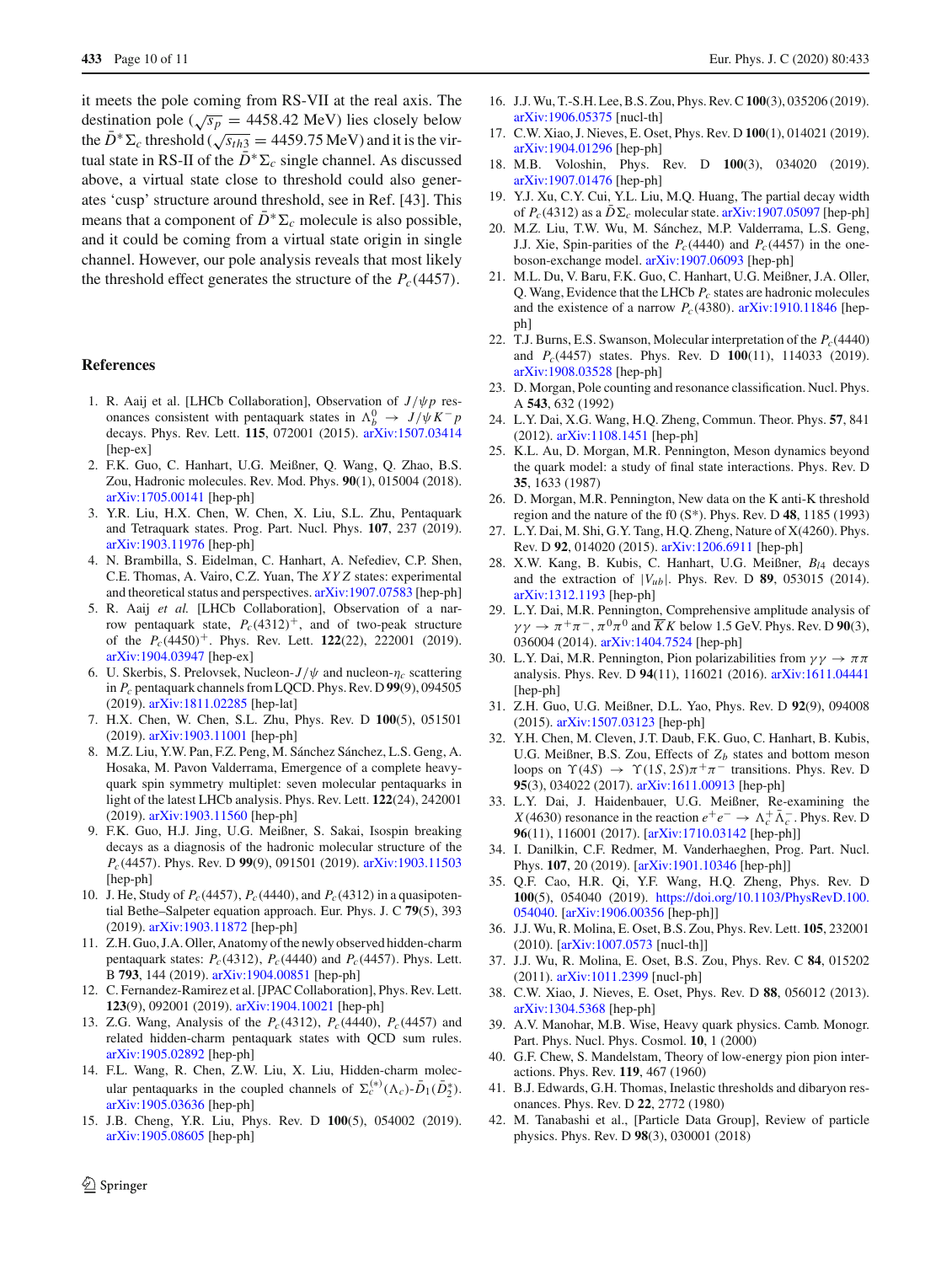it meets the pole coming from RS-VII at the real axis. The destination pole ($\sqrt{s_p}$ = 4458.42 MeV) lies closely below the $\bar{D}^*\Sigma_c$ threshold ($\sqrt{s_{th3}}$ = 4459.75 MeV) and it is the virtual state in RS-II of the $\bar{D}^*\Sigma_c$ single channel. As discussed above, a virtual state close to threshold could also generates 'cusp' structure around threshold, see in Ref. [43]. This means that a component of $\bar{D}^*\Sigma_c$ molecule is also possible, and it could be coming from a virtual state origin in single channel. However, our pole analysis reveals that most likely the threshold effect generates the structure of the $P_c(4457)$.

## References

1. R. Aaij et al. [LHCb Collaboration], Observation of $J/\psi p$ resonances consistent with pentaquark states in $\Lambda_b^0 \to J/\psi K^- p$ decays. Phys. Rev. Lett. **115**, 072001 (2015). arXiv:1507.03414 [hep-ex]
2. F.K. Guo, C. Hanhart, U.G. Meißner, Q. Wang, Q. Zhao, B.S. Zou, Hadronic molecules. Rev. Mod. Phys. **90**(1), 015004 (2018). arXiv:1705.00141 [hep-ph]
3. Y.R. Liu, H.X. Chen, W. Chen, X. Liu, S.L. Zhu, Pentaquark and Tetraquark states. Prog. Part. Nucl. Phys. **107**, 237 (2019). arXiv:1903.11976 [hep-ph]
4. N. Brambilla, S. Eidelman, C. Hanhart, A. Nefediev, C.P. Shen, C.E. Thomas, A. Vairo, C.Z. Yuan, The $XYZ$ states: experimental and theoretical status and perspectives. arXiv:1907.07583 [hep-ph]
5. R. Aaij *et al.* [LHCb Collaboration], Observation of a narrow pentaquark state, $P_c(4312)^+$, and of two-peak structure of the $P_c(4450)^+$. Phys. Rev. Lett. **122**(22), 222001 (2019). arXiv:1904.03947 [hep-ex]
6. U. Skerbis, S. Prelovsek, Nucleon-$J/\psi$ and nucleon-$\eta_c$ scattering in $P_c$ pentaquark channels from LQCD. Phys. Rev. D **99**(9), 094505 (2019). arXiv:1811.02285 [hep-lat]
7. H.X. Chen, W. Chen, S.L. Zhu, Phys. Rev. D **100**(5), 051501 (2019). arXiv:1903.11001 [hep-ph]
8. M.Z. Liu, Y.W. Pan, F.Z. Peng, M. Sánchez Sánchez, L.S. Geng, A. Hosaka, M. Pavon Valderrama, Emergence of a complete heavy-quark spin symmetry multiplet: seven molecular pentaquarks in light of the latest LHCb analysis. Phys. Rev. Lett. **122**(24), 242001 (2019). arXiv:1903.11560 [hep-ph]
9. F.K. Guo, H.J. Jing, U.G. Meißner, S. Sakai, Isospin breaking decays as a diagnosis of the hadronic molecular structure of the $P_c(4457)$. Phys. Rev. D **99**(9), 091501 (2019). arXiv:1903.11503 [hep-ph]
10. J. He, Study of $P_c(4457)$, $P_c(4440)$, and $P_c(4312)$ in a quasipotential Bethe–Salpeter equation approach. Eur. Phys. J. C **79**(5), 393 (2019). arXiv:1903.11872 [hep-ph]
11. Z.H. Guo, J.A. Oller, Anatomy of the newly observed hidden-charm pentaquark states: $P_c(4312)$, $P_c(4440)$ and $P_c(4457)$. Phys. Lett. B **793**, 144 (2019). arXiv:1904.00851 [hep-ph]
12. C. Fernandez-Ramirez et al. [JPAC Collaboration], Phys. Rev. Lett. **123**(9), 092001 (2019). arXiv:1904.10021 [hep-ph]
13. Z.G. Wang, Analysis of the $P_c(4312)$, $P_c(4440)$, $P_c(4457)$ and related hidden-charm pentaquark states with QCD sum rules. arXiv:1905.02892 [hep-ph]
14. F.L. Wang, R. Chen, Z.W. Liu, X. Liu, Hidden-charm molecular pentaquarks in the coupled channels of $\Sigma_c^{(*)}(\Lambda_c)$-$\bar{D}_1(\bar{D}_2^*)$. arXiv:1905.03636 [hep-ph]
15. J.B. Cheng, Y.R. Liu, Phys. Rev. D **100**(5), 054002 (2019). arXiv:1905.08605 [hep-ph]
16. J.J. Wu, T.-S.H. Lee, B.S. Zou, Phys. Rev. C **100**(3), 035206 (2019). arXiv:1906.05375 [nucl-th]
17. C.W. Xiao, J. Nieves, E. Oset, Phys. Rev. D **100**(1), 014021 (2019). arXiv:1904.01296 [hep-ph]
18. M.B. Voloshin, Phys. Rev. D **100**(3), 034020 (2019). arXiv:1907.01476 [hep-ph]
19. Y.J. Xu, C.Y. Cui, Y.L. Liu, M.Q. Huang, The partial decay width of $P_c(4312)$ as a $\bar{D}\Sigma_c$ molecular state. arXiv:1907.05097 [hep-ph]
20. M.Z. Liu, T.W. Wu, M. Sánchez, M.P. Valderrama, L.S. Geng, J.J. Xie, Spin-parities of the $P_c(4440)$ and $P_c(4457)$ in the one-boson-exchange model. arXiv:1907.06093 [hep-ph]
21. M.L. Du, V. Baru, F.K. Guo, C. Hanhart, U.G. Meißner, J.A. Oller, Q. Wang, Evidence that the LHCb $P_c$ states are hadronic molecules and the existence of a narrow $P_c(4380)$. arXiv:1910.11846 [hep-ph]
22. T.J. Burns, E.S. Swanson, Molecular interpretation of the $P_c(4440)$ and $P_c(4457)$ states. Phys. Rev. D **100**(11), 114033 (2019). arXiv:1908.03528 [hep-ph]
23. D. Morgan, Pole counting and resonance classification. Nucl. Phys. A **543**, 632 (1992)
24. L.Y. Dai, X.G. Wang, H.Q. Zheng, Commun. Theor. Phys. **57**, 841 (2012). arXiv:1108.1451 [hep-ph]
25. K.L. Au, D. Morgan, M.R. Pennington, Meson dynamics beyond the quark model: a study of final state interactions. Phys. Rev. D **35**, 1633 (1987)
26. D. Morgan, M.R. Pennington, New data on the K anti-K threshold region and the nature of the f0 (S*). Phys. Rev. D **48**, 1185 (1993)
27. L.Y. Dai, M. Shi, G.Y. Tang, H.Q. Zheng, Nature of X(4260). Phys. Rev. D **92**, 014020 (2015). arXiv:1206.6911 [hep-ph]
28. X.W. Kang, B. Kubis, C. Hanhart, U.G. Meißner, $B_{l4}$ decays and the extraction of $|V_{ub}|$. Phys. Rev. D **89**, 053015 (2014). arXiv:1312.1193 [hep-ph]
29. L.Y. Dai, M.R. Pennington, Comprehensive amplitude analysis of $\gamma\gamma \to \pi^+\pi^-, \pi^0\pi^0$ and $\overline{K}K$ below 1.5 GeV. Phys. Rev. D **90**(3), 036004 (2014). arXiv:1404.7524 [hep-ph]
30. L.Y. Dai, M.R. Pennington, Pion polarizabilities from $\gamma\gamma \to \pi\pi$ analysis. Phys. Rev. D **94**(11), 116021 (2016). arXiv:1611.04441 [hep-ph]
31. Z.H. Guo, U.G. Meißner, D.L. Yao, Phys. Rev. D **92**(9), 094008 (2015). arXiv:1507.03123 [hep-ph]
32. Y.H. Chen, M. Cleven, J.T. Daub, F.K. Guo, C. Hanhart, B. Kubis, U.G. Meißner, B.S. Zou, Effects of $Z_b$ states and bottom meson loops on $\Upsilon(4S) \to \Upsilon(1S, 2S)\pi^+\pi^-$ transitions. Phys. Rev. D **95**(3), 034022 (2017). arXiv:1611.00913 [hep-ph]
33. L.Y. Dai, J. Haidenbauer, U.G. Meißner, Re-examining the $X(4630)$ resonance in the reaction $e^+e^- \to \Lambda_c^+\bar{\Lambda}_c^-$. Phys. Rev. D **96**(11), 116001 (2017). [arXiv:1710.03142 [hep-ph]]
34. I. Danilkin, C.F. Redmer, M. Vanderhaeghen, Prog. Part. Nucl. Phys. **107**, 20 (2019). [arXiv:1901.10346 [hep-ph]]
35. Q.F. Cao, H.R. Qi, Y.F. Wang, H.Q. Zheng, Phys. Rev. D **100**(5), 054040 (2019). https://doi.org/10.1103/PhysRevD.100.054040. [arXiv:1906.00356 [hep-ph]]
36. J.J. Wu, R. Molina, E. Oset, B.S. Zou, Phys. Rev. Lett. **105**, 232001 (2010). [arXiv:1007.0573 [nucl-th]]
37. J.J. Wu, R. Molina, E. Oset, B.S. Zou, Phys. Rev. C **84**, 015202 (2011). arXiv:1011.2399 [nucl-ph]
38. C.W. Xiao, J. Nieves, E. Oset, Phys. Rev. D **88**, 056012 (2013). arXiv:1304.5368 [hep-ph]
39. A.V. Manohar, M.B. Wise, Heavy quark physics. Camb. Monogr. Part. Phys. Nucl. Phys. Cosmol. **10**, 1 (2000)
40. G.F. Chew, S. Mandelstam, Theory of low-energy pion pion interactions. Phys. Rev. **119**, 467 (1960)
41. B.J. Edwards, G.H. Thomas, Inelastic thresholds and dibaryon resonances. Phys. Rev. D **22**, 2772 (1980)
42. M. Tanabashi et al., [Particle Data Group], Review of particle physics. Phys. Rev. D **98**(3), 030001 (2018)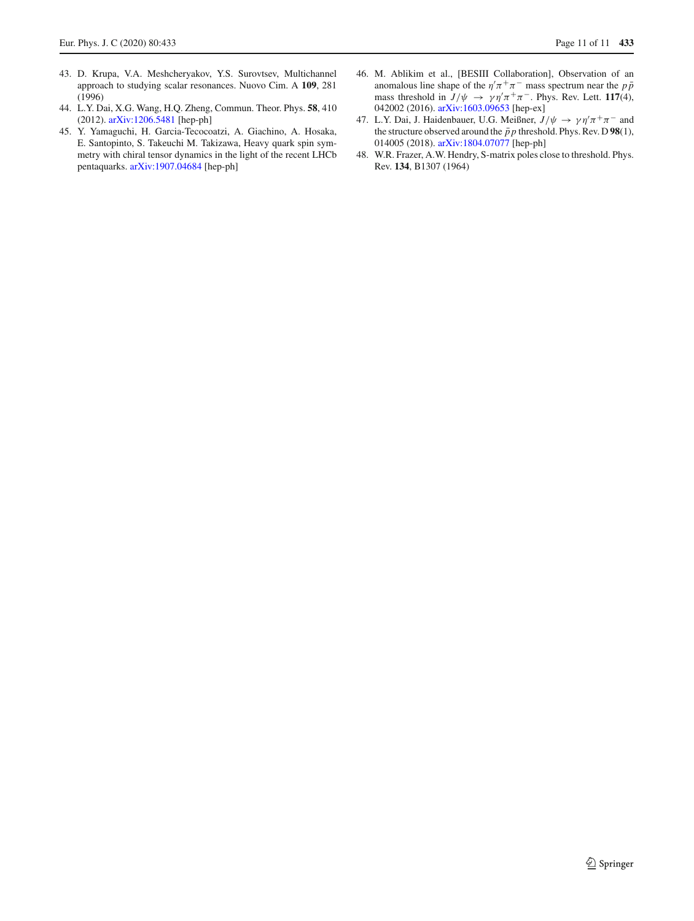43. D. Krupa, V.A. Meshcheryakov, Y.S. Surovtsev, Multichannel approach to studying scalar resonances. Nuovo Cim. A **109**, 281 (1996)
44. L.Y. Dai, X.G. Wang, H.Q. Zheng, Commun. Theor. Phys. **58**, 410 (2012). arXiv:1206.5481 [hep-ph]
45. Y. Yamaguchi, H. Garcia-Tecocoatzi, A. Giachino, A. Hosaka, E. Santopinto, S. Takeuchi M. Takizawa, Heavy quark spin symmetry with chiral tensor dynamics in the light of the recent LHCb pentaquarks. arXiv:1907.04684 [hep-ph]
46. M. Ablikim et al., [BESIII Collaboration], Observation of an anomalous line shape of the $\eta'\pi^+\pi^-$ mass spectrum near the $p\bar{p}$ mass threshold in $J/\psi \rightarrow \gamma\eta'\pi^+\pi^-$. Phys. Rev. Lett. **117**(4), 042002 (2016). arXiv:1603.09653 [hep-ex]
47. L.Y. Dai, J. Haidenbauer, U.G. Meißner, $J/\psi \rightarrow \gamma\eta'\pi^+\pi^-$ and the structure observed around the $\bar{p}p$ threshold. Phys. Rev. D **98**(1), 014005 (2018). arXiv:1804.07077 [hep-ph]
48. W.R. Frazer, A.W. Hendry, S-matrix poles close to threshold. Phys. Rev. **134**, B1307 (1964)